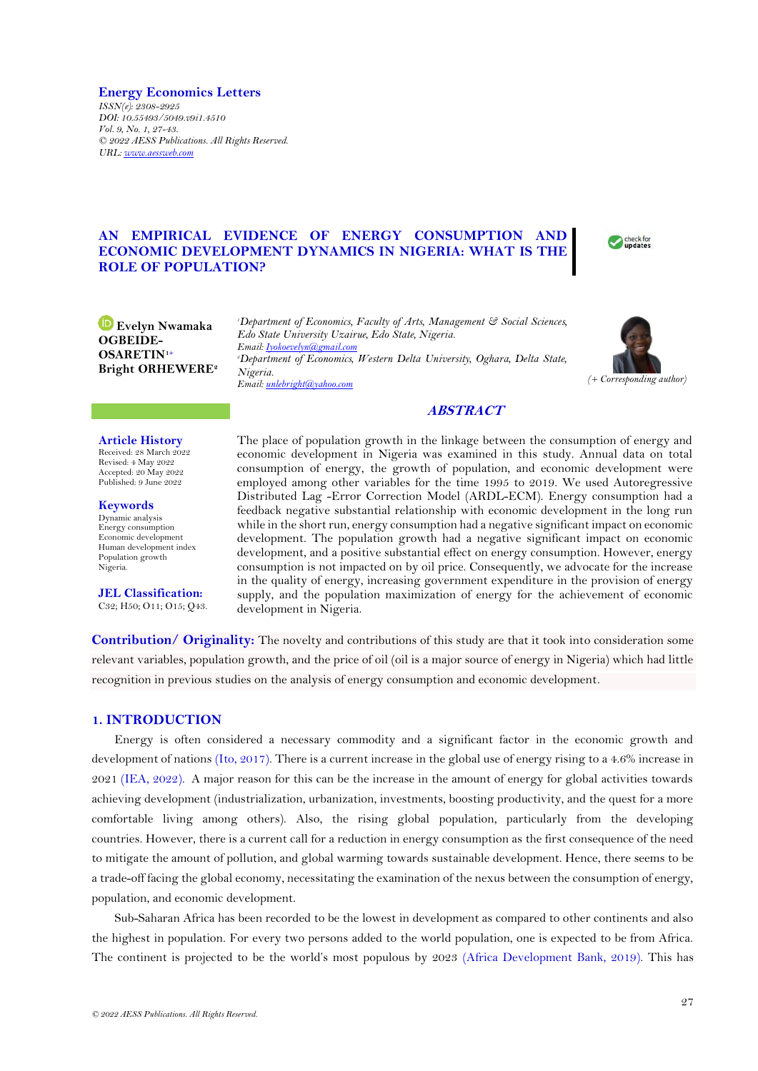**Energy Economics Letters**
*ISSN(e): 2308-2925*
*DOI: 10.55493/5049.v9i1.4510*
*Vol. 9, No. 1, 27-43.*
*© 2022 AESS Publications. All Rights Reserved.*
*URL: www.aessweb.com*

# AN EMPIRICAL EVIDENCE OF ENERGY CONSUMPTION AND ECONOMIC DEVELOPMENT DYNAMICS IN NIGERIA: WHAT IS THE ROLE OF POPULATION?

**Evelyn Nwamaka OGBEIDE-OSARETIN**[1+]
**Bright ORHEWERE**[2]

[1]*Department of Economics, Faculty of Arts, Management & Social Sciences, Edo State University Uzairue, Edo State, Nigeria.*
*Email: Iyokoevelyn@gmail.com*
[2]*Department of Economics, Western Delta University, Oghara, Delta State, Nigeria.*
*Email: unlebright@yahoo.com*

*(+ Corresponding author)*

**Article History**
Received: 28 March 2022
Revised: 4 May 2022
Accepted: 20 May 2022
Published: 9 June 2022

**Keywords**
Dynamic analysis
Energy consumption
Economic development
Human development index
Population growth
Nigeria.

**JEL Classification:**
C32; H50; O11; O15; Q43.

## ABSTRACT

The place of population growth in the linkage between the consumption of energy and economic development in Nigeria was examined in this study. Annual data on total consumption of energy, the growth of population, and economic development were employed among other variables for the time 1995 to 2019. We used Autoregressive Distributed Lag -Error Correction Model (ARDL-ECM). Energy consumption had a feedback negative substantial relationship with economic development in the long run while in the short run, energy consumption had a negative significant impact on economic development. The population growth had a negative significant impact on economic development, and a positive substantial effect on energy consumption. However, energy consumption is not impacted on by oil price. Consequently, we advocate for the increase in the quality of energy, increasing government expenditure in the provision of energy supply, and the population maximization of energy for the achievement of economic development in Nigeria.

**Contribution/ Originality:** The novelty and contributions of this study are that it took into consideration some relevant variables, population growth, and the price of oil (oil is a major source of energy in Nigeria) which had little recognition in previous studies on the analysis of energy consumption and economic development.

## 1. INTRODUCTION

Energy is often considered a necessary commodity and a significant factor in the economic growth and development of nations (Ito, 2017). There is a current increase in the global use of energy rising to a 4.6% increase in 2021 (IEA, 2022). A major reason for this can be the increase in the amount of energy for global activities towards achieving development (industrialization, urbanization, investments, boosting productivity, and the quest for a more comfortable living among others). Also, the rising global population, particularly from the developing countries. However, there is a current call for a reduction in energy consumption as the first consequence of the need to mitigate the amount of pollution, and global warming towards sustainable development. Hence, there seems to be a trade-off facing the global economy, necessitating the examination of the nexus between the consumption of energy, population, and economic development.

Sub-Saharan Africa has been recorded to be the lowest in development as compared to other continents and also the highest in population. For every two persons added to the world population, one is expected to be from Africa. The continent is projected to be the world's most populous by 2023 (Africa Development Bank, 2019). This has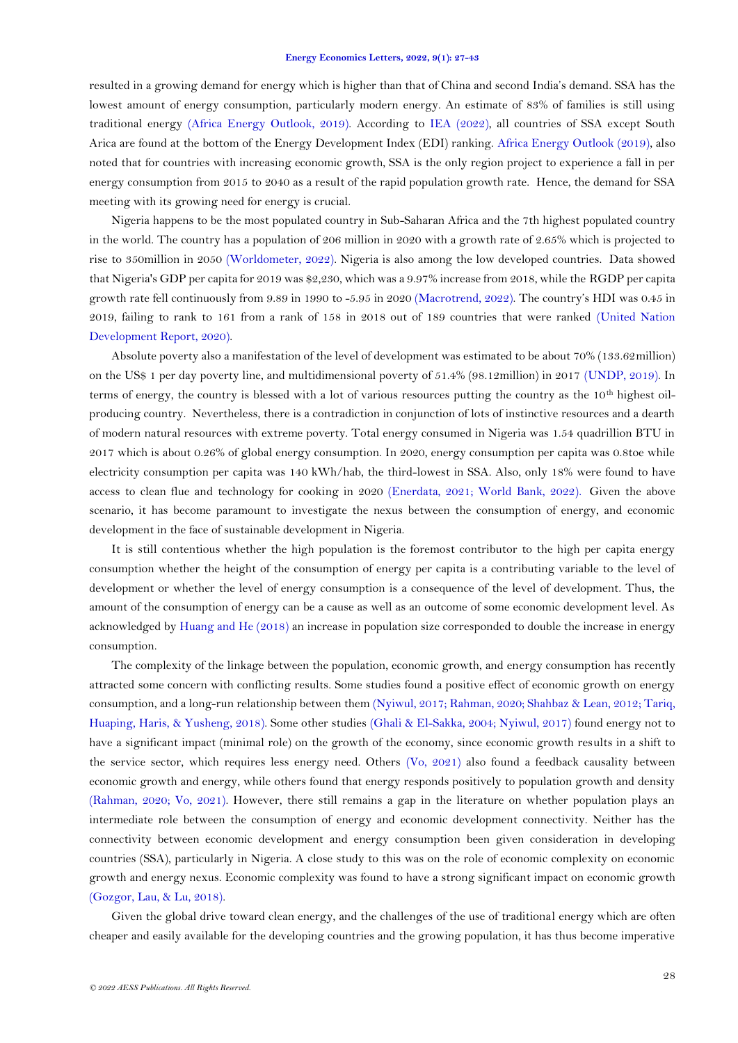resulted in a growing demand for energy which is higher than that of China and second India's demand. SSA has the lowest amount of energy consumption, particularly modern energy. An estimate of 83% of families is still using traditional energy (Africa Energy Outlook, 2019). According to IEA (2022), all countries of SSA except South Arica are found at the bottom of the Energy Development Index (EDI) ranking. Africa Energy Outlook (2019), also noted that for countries with increasing economic growth, SSA is the only region project to experience a fall in per energy consumption from 2015 to 2040 as a result of the rapid population growth rate. Hence, the demand for SSA meeting with its growing need for energy is crucial.

Nigeria happens to be the most populated country in Sub-Saharan Africa and the 7th highest populated country in the world. The country has a population of 206 million in 2020 with a growth rate of 2.65% which is projected to rise to 350million in 2050 (Worldometer, 2022). Nigeria is also among the low developed countries. Data showed that Nigeria's GDP per capita for 2019 was $2,230, which was a 9.97% increase from 2018, while the RGDP per capita growth rate fell continuously from 9.89 in 1990 to -5.95 in 2020 (Macrotrend, 2022). The country's HDI was 0.45 in 2019, failing to rank to 161 from a rank of 158 in 2018 out of 189 countries that were ranked (United Nation Development Report, 2020).

Absolute poverty also a manifestation of the level of development was estimated to be about 70% (133.62million) on the US$ 1 per day poverty line, and multidimensional poverty of 51.4% (98.12million) in 2017 (UNDP, 2019). In terms of energy, the country is blessed with a lot of various resources putting the country as the 10th highest oil-producing country. Nevertheless, there is a contradiction in conjunction of lots of instinctive resources and a dearth of modern natural resources with extreme poverty. Total energy consumed in Nigeria was 1.54 quadrillion BTU in 2017 which is about 0.26% of global energy consumption. In 2020, energy consumption per capita was 0.8toe while electricity consumption per capita was 140 kWh/hab, the third-lowest in SSA. Also, only 18% were found to have access to clean flue and technology for cooking in 2020 (Enerdata, 2021; World Bank, 2022). Given the above scenario, it has become paramount to investigate the nexus between the consumption of energy, and economic development in the face of sustainable development in Nigeria.

It is still contentious whether the high population is the foremost contributor to the high per capita energy consumption whether the height of the consumption of energy per capita is a contributing variable to the level of development or whether the level of energy consumption is a consequence of the level of development. Thus, the amount of the consumption of energy can be a cause as well as an outcome of some economic development level. As acknowledged by Huang and He (2018) an increase in population size corresponded to double the increase in energy consumption.

The complexity of the linkage between the population, economic growth, and energy consumption has recently attracted some concern with conflicting results. Some studies found a positive effect of economic growth on energy consumption, and a long-run relationship between them (Nyiwul, 2017; Rahman, 2020; Shahbaz & Lean, 2012; Tariq, Huaping, Haris, & Yusheng, 2018). Some other studies (Ghali & El-Sakka, 2004; Nyiwul, 2017) found energy not to have a significant impact (minimal role) on the growth of the economy, since economic growth results in a shift to the service sector, which requires less energy need. Others (Vo, 2021) also found a feedback causality between economic growth and energy, while others found that energy responds positively to population growth and density (Rahman, 2020; Vo, 2021). However, there still remains a gap in the literature on whether population plays an intermediate role between the consumption of energy and economic development connectivity. Neither has the connectivity between economic development and energy consumption been given consideration in developing countries (SSA), particularly in Nigeria. A close study to this was on the role of economic complexity on economic growth and energy nexus. Economic complexity was found to have a strong significant impact on economic growth (Gozgor, Lau, & Lu, 2018).

Given the global drive toward clean energy, and the challenges of the use of traditional energy which are often cheaper and easily available for the developing countries and the growing population, it has thus become imperative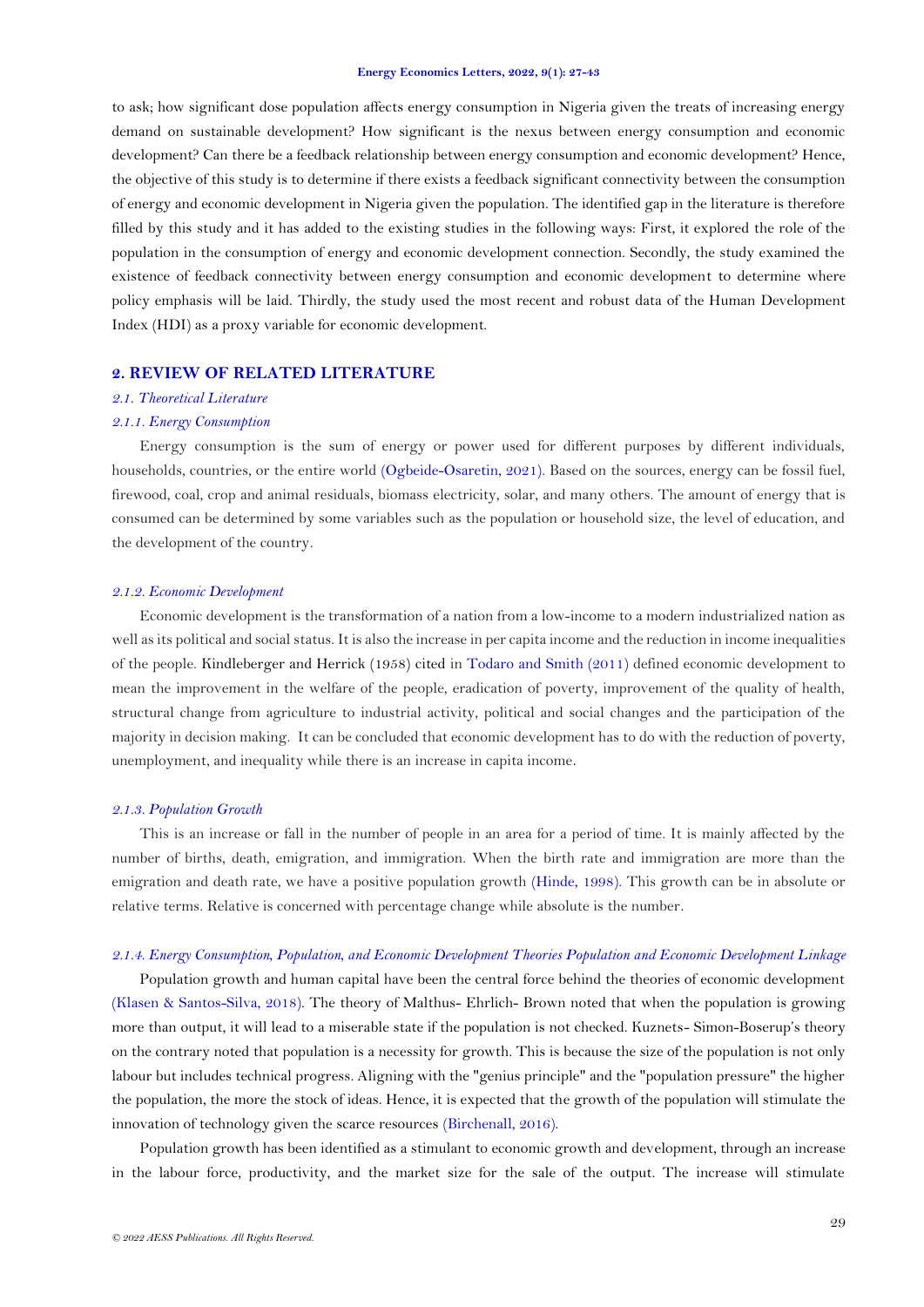to ask; how significant dose population affects energy consumption in Nigeria given the treats of increasing energy demand on sustainable development? How significant is the nexus between energy consumption and economic development? Can there be a feedback relationship between energy consumption and economic development? Hence, the objective of this study is to determine if there exists a feedback significant connectivity between the consumption of energy and economic development in Nigeria given the population. The identified gap in the literature is therefore filled by this study and it has added to the existing studies in the following ways: First, it explored the role of the population in the consumption of energy and economic development connection. Secondly, the study examined the existence of feedback connectivity between energy consumption and economic development to determine where policy emphasis will be laid. Thirdly, the study used the most recent and robust data of the Human Development Index (HDI) as a proxy variable for economic development.

## 2. REVIEW OF RELATED LITERATURE

### *2.1. Theoretical Literature*

#### *2.1.1. Energy Consumption*

Energy consumption is the sum of energy or power used for different purposes by different individuals, households, countries, or the entire world (Ogbeide-Osaretin, 2021). Based on the sources, energy can be fossil fuel, firewood, coal, crop and animal residuals, biomass electricity, solar, and many others. The amount of energy that is consumed can be determined by some variables such as the population or household size, the level of education, and the development of the country.

#### *2.1.2. Economic Development*

Economic development is the transformation of a nation from a low-income to a modern industrialized nation as well as its political and social status. It is also the increase in per capita income and the reduction in income inequalities of the people. Kindleberger and Herrick (1958) cited in Todaro and Smith (2011) defined economic development to mean the improvement in the welfare of the people, eradication of poverty, improvement of the quality of health, structural change from agriculture to industrial activity, political and social changes and the participation of the majority in decision making. It can be concluded that economic development has to do with the reduction of poverty, unemployment, and inequality while there is an increase in capita income.

#### *2.1.3. Population Growth*

This is an increase or fall in the number of people in an area for a period of time. It is mainly affected by the number of births, death, emigration, and immigration. When the birth rate and immigration are more than the emigration and death rate, we have a positive population growth (Hinde, 1998). This growth can be in absolute or relative terms. Relative is concerned with percentage change while absolute is the number.

#### *2.1.4. Energy Consumption, Population, and Economic Development Theories Population and Economic Development Linkage*

Population growth and human capital have been the central force behind the theories of economic development (Klasen & Santos-Silva, 2018). The theory of Malthus- Ehrlich- Brown noted that when the population is growing more than output, it will lead to a miserable state if the population is not checked. Kuznets- Simon-Boserup's theory on the contrary noted that population is a necessity for growth. This is because the size of the population is not only labour but includes technical progress. Aligning with the "genius principle" and the "population pressure" the higher the population, the more the stock of ideas. Hence, it is expected that the growth of the population will stimulate the innovation of technology given the scarce resources (Birchenall, 2016).

Population growth has been identified as a stimulant to economic growth and development, through an increase in the labour force, productivity, and the market size for the sale of the output. The increase will stimulate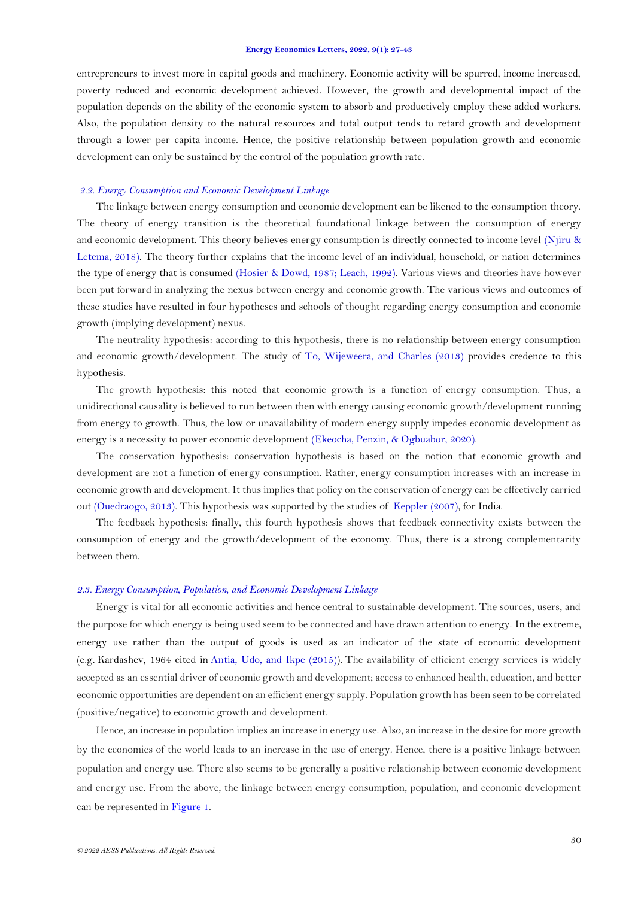entrepreneurs to invest more in capital goods and machinery. Economic activity will be spurred, income increased, poverty reduced and economic development achieved. However, the growth and developmental impact of the population depends on the ability of the economic system to absorb and productively employ these added workers. Also, the population density to the natural resources and total output tends to retard growth and development through a lower per capita income. Hence, the positive relationship between population growth and economic development can only be sustained by the control of the population growth rate.

### *2.2. Energy Consumption and Economic Development Linkage*

The linkage between energy consumption and economic development can be likened to the consumption theory. The theory of energy transition is the theoretical foundational linkage between the consumption of energy and economic development. This theory believes energy consumption is directly connected to income level (Njiru & Letema, 2018). The theory further explains that the income level of an individual, household, or nation determines the type of energy that is consumed (Hosier & Dowd, 1987; Leach, 1992). Various views and theories have however been put forward in analyzing the nexus between energy and economic growth. The various views and outcomes of these studies have resulted in four hypotheses and schools of thought regarding energy consumption and economic growth (implying development) nexus.

The neutrality hypothesis: according to this hypothesis, there is no relationship between energy consumption and economic growth/development. The study of To, Wijeweera, and Charles (2013) provides credence to this hypothesis.

The growth hypothesis: this noted that economic growth is a function of energy consumption. Thus, a unidirectional causality is believed to run between then with energy causing economic growth/development running from energy to growth. Thus, the low or unavailability of modern energy supply impedes economic development as energy is a necessity to power economic development (Ekeocha, Penzin, & Ogbuabor, 2020).

The conservation hypothesis: conservation hypothesis is based on the notion that economic growth and development are not a function of energy consumption. Rather, energy consumption increases with an increase in economic growth and development. It thus implies that policy on the conservation of energy can be effectively carried out (Ouedraogo, 2013). This hypothesis was supported by the studies of Keppler (2007), for India.

The feedback hypothesis: finally, this fourth hypothesis shows that feedback connectivity exists between the consumption of energy and the growth/development of the economy. Thus, there is a strong complementarity between them.

### *2.3. Energy Consumption, Population, and Economic Development Linkage*

Energy is vital for all economic activities and hence central to sustainable development. The sources, users, and the purpose for which energy is being used seem to be connected and have drawn attention to energy. In the extreme, energy use rather than the output of goods is used as an indicator of the state of economic development (e.g. Kardashev, 1964 cited in Antia, Udo, and Ikpe (2015)). The availability of efficient energy services is widely accepted as an essential driver of economic growth and development; access to enhanced health, education, and better economic opportunities are dependent on an efficient energy supply. Population growth has been seen to be correlated (positive/negative) to economic growth and development.

Hence, an increase in population implies an increase in energy use. Also, an increase in the desire for more growth by the economies of the world leads to an increase in the use of energy. Hence, there is a positive linkage between population and energy use. There also seems to be generally a positive relationship between economic development and energy use. From the above, the linkage between energy consumption, population, and economic development can be represented in Figure 1.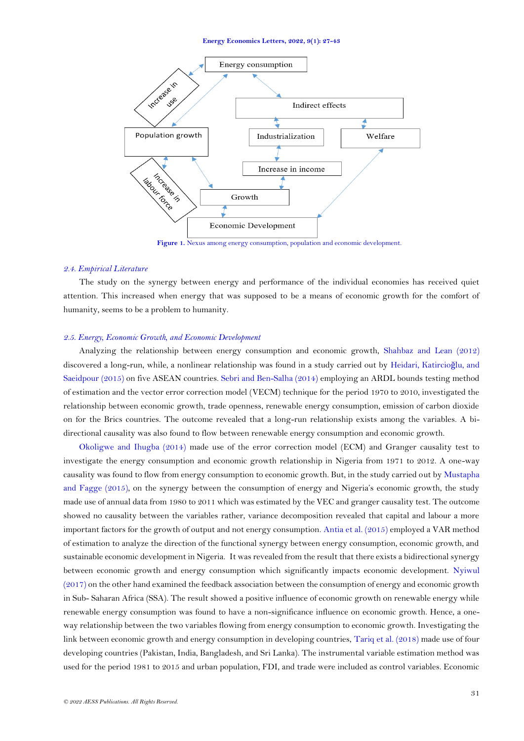Figure 1. Nexus among energy consumption, population and economic development.

## 2.4. Empirical Literature

The study on the synergy between energy and performance of the individual economies has received quiet attention. This increased when energy that was supposed to be a means of economic growth for the comfort of humanity, seems to be a problem to humanity.

## 2.5. Energy, Economic Growth, and Economic Development

Analyzing the relationship between energy consumption and economic growth, Shahbaz and Lean (2012) discovered a long-run, while, a nonlinear relationship was found in a study carried out by Heidari, Katircioğlu, and Saeidpour (2015) on five ASEAN countries. Sebri and Ben-Salha (2014) employing an ARDL bounds testing method of estimation and the vector error correction model (VECM) technique for the period 1970 to 2010, investigated the relationship between economic growth, trade openness, renewable energy consumption, emission of carbon dioxide on for the Brics countries. The outcome revealed that a long-run relationship exists among the variables. A bi-directional causality was also found to flow between renewable energy consumption and economic growth.

Okoligwe and Ihugba (2014) made use of the error correction model (ECM) and Granger causality test to investigate the energy consumption and economic growth relationship in Nigeria from 1971 to 2012. A one-way causality was found to flow from energy consumption to economic growth. But, in the study carried out by Mustapha and Fagge (2015), on the synergy between the consumption of energy and Nigeria's economic growth, the study made use of annual data from 1980 to 2011 which was estimated by the VEC and granger causality test. The outcome showed no causality between the variables rather, variance decomposition revealed that capital and labour a more important factors for the growth of output and not energy consumption. Antia et al. (2015) employed a VAR method of estimation to analyze the direction of the functional synergy between energy consumption, economic growth, and sustainable economic development in Nigeria. It was revealed from the result that there exists a bidirectional synergy between economic growth and energy consumption which significantly impacts economic development. Nyiwul (2017) on the other hand examined the feedback association between the consumption of energy and economic growth in Sub- Saharan Africa (SSA). The result showed a positive influence of economic growth on renewable energy while renewable energy consumption was found to have a non-significance influence on economic growth. Hence, a one-way relationship between the two variables flowing from energy consumption to economic growth. Investigating the link between economic growth and energy consumption in developing countries, Tariq et al. (2018) made use of four developing countries (Pakistan, India, Bangladesh, and Sri Lanka). The instrumental variable estimation method was used for the period 1981 to 2015 and urban population, FDI, and trade were included as control variables. Economic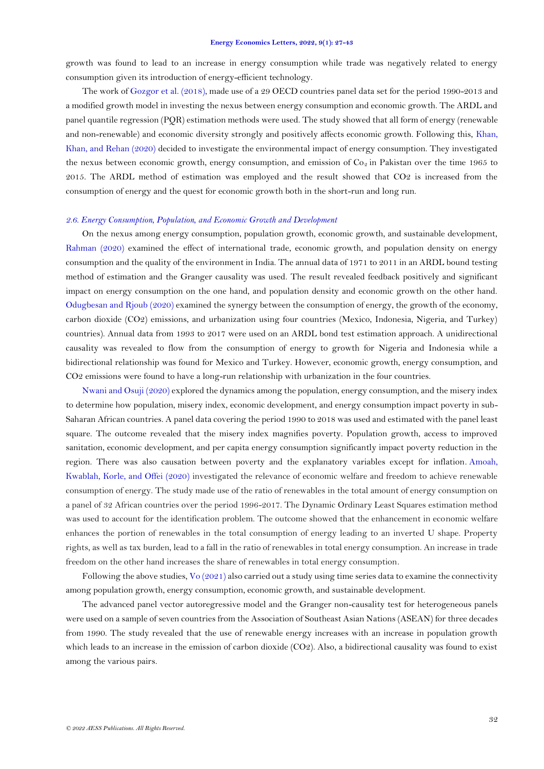growth was found to lead to an increase in energy consumption while trade was negatively related to energy consumption given its introduction of energy-efficient technology.

The work of Gozgor et al. (2018), made use of a 29 OECD countries panel data set for the period 1990-2013 and a modified growth model in investing the nexus between energy consumption and economic growth. The ARDL and panel quantile regression (PQR) estimation methods were used. The study showed that all form of energy (renewable and non-renewable) and economic diversity strongly and positively affects economic growth. Following this, Khan, Khan, and Rehan (2020) decided to investigate the environmental impact of energy consumption. They investigated the nexus between economic growth, energy consumption, and emission of $Co_2$ in Pakistan over the time 1965 to 2015. The ARDL method of estimation was employed and the result showed that CO2 is increased from the consumption of energy and the quest for economic growth both in the short-run and long run.

### *2.6. Energy Consumption, Population, and Economic Growth and Development*

On the nexus among energy consumption, population growth, economic growth, and sustainable development, Rahman (2020) examined the effect of international trade, economic growth, and population density on energy consumption and the quality of the environment in India. The annual data of 1971 to 2011 in an ARDL bound testing method of estimation and the Granger causality was used. The result revealed feedback positively and significant impact on energy consumption on the one hand, and population density and economic growth on the other hand. Odugbesan and Rjoub (2020) examined the synergy between the consumption of energy, the growth of the economy, carbon dioxide (CO2) emissions, and urbanization using four countries (Mexico, Indonesia, Nigeria, and Turkey) countries). Annual data from 1993 to 2017 were used on an ARDL bond test estimation approach. A unidirectional causality was revealed to flow from the consumption of energy to growth for Nigeria and Indonesia while a bidirectional relationship was found for Mexico and Turkey. However, economic growth, energy consumption, and CO2 emissions were found to have a long-run relationship with urbanization in the four countries.

Nwani and Osuji (2020) explored the dynamics among the population, energy consumption, and the misery index to determine how population, misery index, economic development, and energy consumption impact poverty in sub-Saharan African countries. A panel data covering the period 1990 to 2018 was used and estimated with the panel least square. The outcome revealed that the misery index magnifies poverty. Population growth, access to improved sanitation, economic development, and per capita energy consumption significantly impact poverty reduction in the region. There was also causation between poverty and the explanatory variables except for inflation. Amoah, Kwablah, Korle, and Offei (2020) investigated the relevance of economic welfare and freedom to achieve renewable consumption of energy. The study made use of the ratio of renewables in the total amount of energy consumption on a panel of 32 African countries over the period 1996-2017. The Dynamic Ordinary Least Squares estimation method was used to account for the identification problem. The outcome showed that the enhancement in economic welfare enhances the portion of renewables in the total consumption of energy leading to an inverted U shape. Property rights, as well as tax burden, lead to a fall in the ratio of renewables in total energy consumption. An increase in trade freedom on the other hand increases the share of renewables in total energy consumption.

Following the above studies, Vo (2021) also carried out a study using time series data to examine the connectivity among population growth, energy consumption, economic growth, and sustainable development.

The advanced panel vector autoregressive model and the Granger non-causality test for heterogeneous panels were used on a sample of seven countries from the Association of Southeast Asian Nations (ASEAN) for three decades from 1990. The study revealed that the use of renewable energy increases with an increase in population growth which leads to an increase in the emission of carbon dioxide (CO2). Also, a bidirectional causality was found to exist among the various pairs.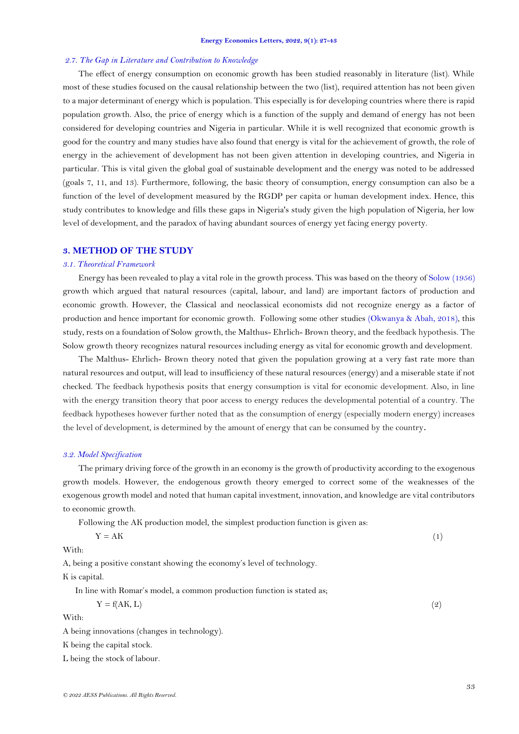### *2.7. The Gap in Literature and Contribution to Knowledge*

The effect of energy consumption on economic growth has been studied reasonably in literature (list). While most of these studies focused on the causal relationship between the two (list), required attention has not been given to a major determinant of energy which is population. This especially is for developing countries where there is rapid population growth. Also, the price of energy which is a function of the supply and demand of energy has not been considered for developing countries and Nigeria in particular. While it is well recognized that economic growth is good for the country and many studies have also found that energy is vital for the achievement of growth, the role of energy in the achievement of development has not been given attention in developing countries, and Nigeria in particular. This is vital given the global goal of sustainable development and the energy was noted to be addressed (goals 7, 11, and 13). Furthermore, following, the basic theory of consumption, energy consumption can also be a function of the level of development measured by the RGDP per capita or human development index. Hence, this study contributes to knowledge and fills these gaps in Nigeria's study given the high population of Nigeria, her low level of development, and the paradox of having abundant sources of energy yet facing energy poverty.

## 3. METHOD OF THE STUDY

### *3.1. Theoretical Framework*

Energy has been revealed to play a vital role in the growth process. This was based on the theory of Solow (1956) growth which argued that natural resources (capital, labour, and land) are important factors of production and economic growth. However, the Classical and neoclassical economists did not recognize energy as a factor of production and hence important for economic growth. Following some other studies (Okwanya & Abah, 2018), this study, rests on a foundation of Solow growth, the Malthus- Ehrlich- Brown theory, and the feedback hypothesis. The Solow growth theory recognizes natural resources including energy as vital for economic growth and development.

The Malthus- Ehrlich- Brown theory noted that given the population growing at a very fast rate more than natural resources and output, will lead to insufficiency of these natural resources (energy) and a miserable state if not checked. The feedback hypothesis posits that energy consumption is vital for economic development. Also, in line with the energy transition theory that poor access to energy reduces the developmental potential of a country. The feedback hypotheses however further noted that as the consumption of energy (especially modern energy) increases the level of development, is determined by the amount of energy that can be consumed by the country.

### *3.2. Model Specification*

The primary driving force of the growth in an economy is the growth of productivity according to the exogenous growth models. However, the endogenous growth theory emerged to correct some of the weaknesses of the exogenous growth model and noted that human capital investment, innovation, and knowledge are vital contributors to economic growth.

Following the AK production model, the simplest production function is given as:

$$Y = AK \tag{1}$$

With:

A, being a positive constant showing the economy's level of technology.

K is capital.

In line with Romar's model, a common production function is stated as;

$$Y = f(AK, L) \tag{2}$$

With:

A being innovations (changes in technology).

K being the capital stock.

L being the stock of labour.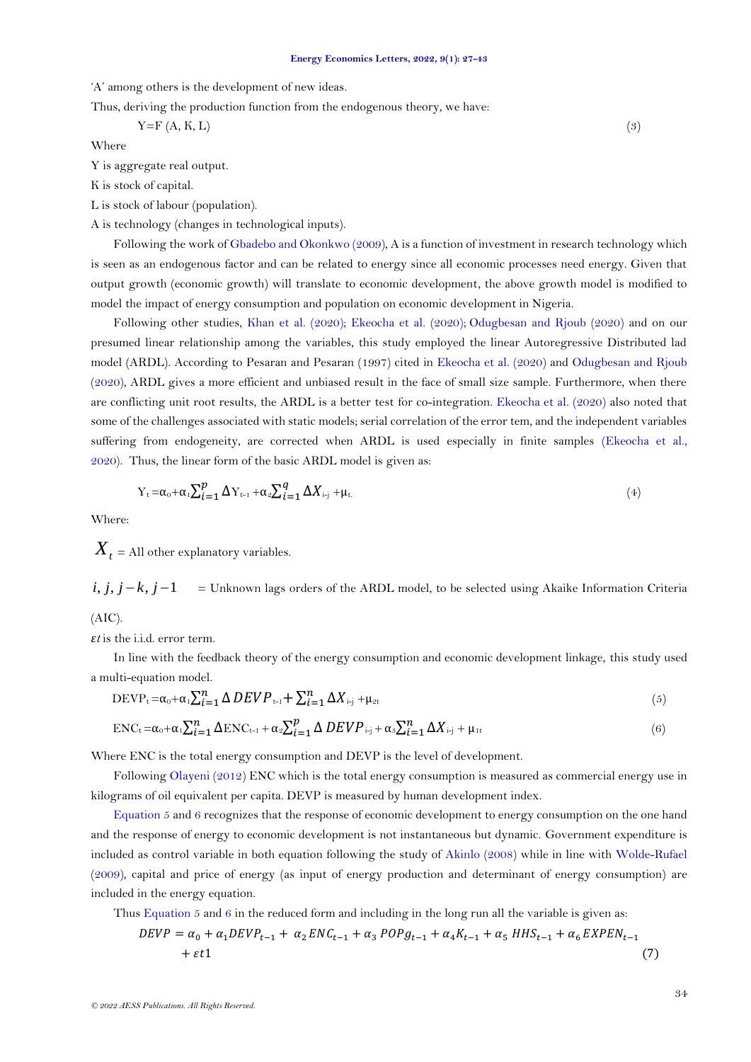'A' among others is the development of new ideas.

Thus, deriving the production function from the endogenous theory, we have:

$$Y = F(A, K, L) \tag{3}$$

Where

Y is aggregate real output.

K is stock of capital.

L is stock of labour (population).

A is technology (changes in technological inputs).

Following the work of Gbadebo and Okonkwo (2009), A is a function of investment in research technology which is seen as an endogenous factor and can be related to energy since all economic processes need energy. Given that output growth (economic growth) will translate to economic development, the above growth model is modified to model the impact of energy consumption and population on economic development in Nigeria.

Following other studies, Khan et al. (2020); Ekeocha et al. (2020); Odugbesan and Rjoub (2020) and on our presumed linear relationship among the variables, this study employed the linear Autoregressive Distributed lad model (ARDL). According to Pesaran and Pesaran (1997) cited in Ekeocha et al. (2020) and Odugbesan and Rjoub (2020), ARDL gives a more efficient and unbiased result in the face of small size sample. Furthermore, when there are conflicting unit root results, the ARDL is a better test for co-integration. Ekeocha et al. (2020) also noted that some of the challenges associated with static models; serial correlation of the error tem, and the independent variables suffering from endogeneity, are corrected when ARDL is used especially in finite samples (Ekeocha et al., 2020). Thus, the linear form of the basic ARDL model is given as:

$$Y_t = \alpha_0 + \alpha_1 \sum_{i=1}^{p} \Delta Y_{t-1} + \alpha_2 \sum_{i=1}^{q} \Delta X_{i-j} + \mu_t \tag{4}$$

Where:

$X_t$ = All other explanatory variables.

$i, j, j-k, j-1$ = Unknown lags orders of the ARDL model, to be selected using Akaike Information Criteria (AIC).

$\varepsilon t$ is the i.i.d. error term.

In line with the feedback theory of the energy consumption and economic development linkage, this study used a multi-equation model.

$$DEVP_t = \alpha_0 + \alpha_1 \sum_{i=1}^{n} \Delta DEVP_{t-1} + \sum_{i=1}^{n} \Delta X_{i-j} + \mu_{2t} \tag{5}$$

$$ENC_t = \alpha_0 + \alpha_1 \sum_{i=1}^{n} \Delta ENC_{t-1} + \alpha_2 \sum_{i=1}^{p} \Delta DEVP_{i-j} + \alpha_3 \sum_{i=1}^{n} \Delta X_{i-j} + \mu_{1t} \tag{6}$$

Where ENC is the total energy consumption and DEVP is the level of development.

Following Olayeni (2012) ENC which is the total energy consumption is measured as commercial energy use in kilograms of oil equivalent per capita. DEVP is measured by human development index.

Equation 5 and 6 recognizes that the response of economic development to energy consumption on the one hand and the response of energy to economic development is not instantaneous but dynamic. Government expenditure is included as control variable in both equation following the study of Akinlo (2008) while in line with Wolde-Rufael (2009), capital and price of energy (as input of energy production and determinant of energy consumption) are included in the energy equation.

Thus Equation 5 and 6 in the reduced form and including in the long run all the variable is given as:

$$DEVP = \alpha_0 + \alpha_1 DEVP_{t-1} + \alpha_2 ENC_{t-1} + \alpha_3 POPg_{t-1} + \alpha_4 K_{t-1} + \alpha_5 HHS_{t-1} + \alpha_6 EXPEN_{t-1} + \varepsilon t1 \tag{7}$$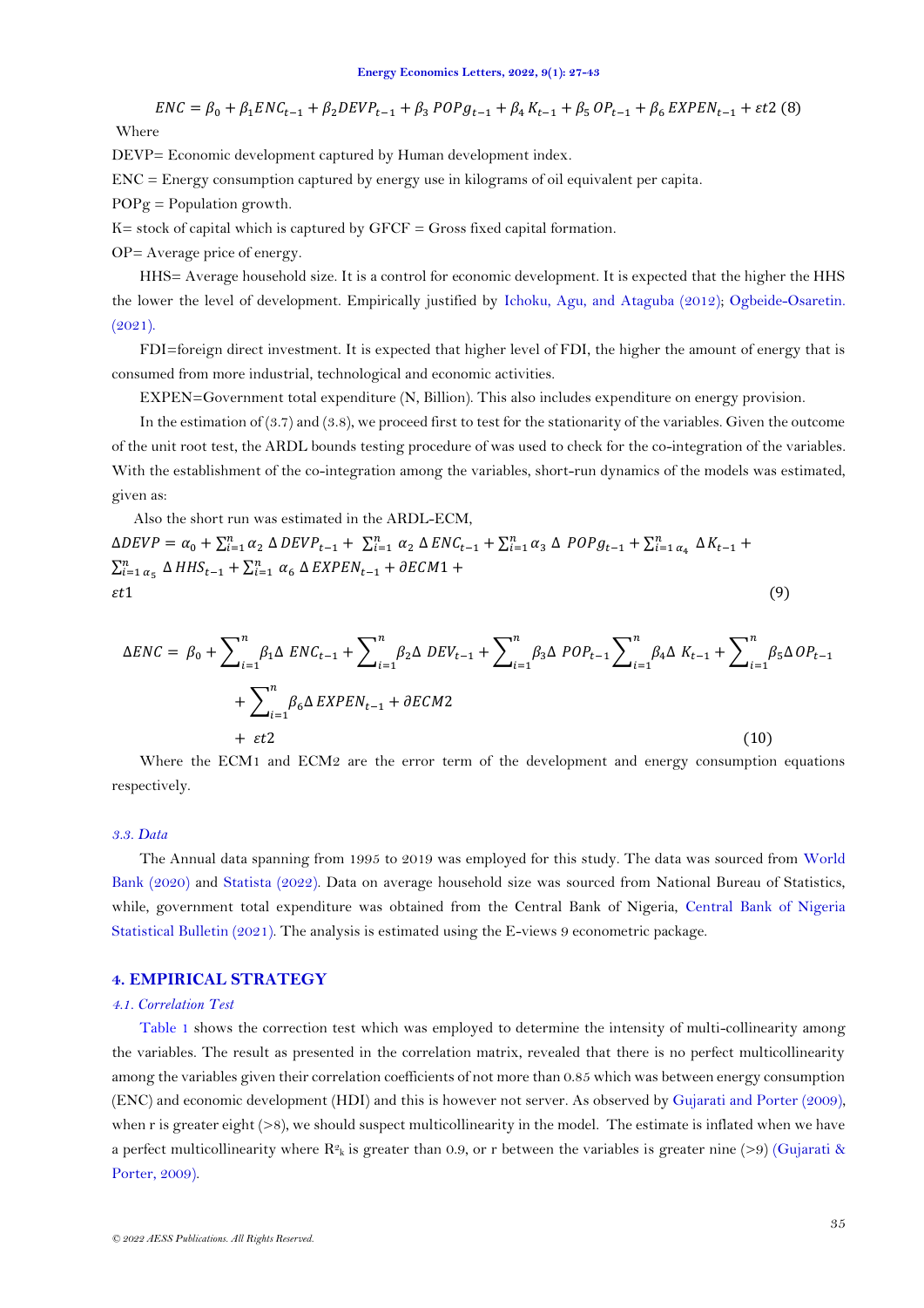$$ENC = \beta_0 + \beta_1 ENC_{t-1} + \beta_2 DEVP_{t-1} + \beta_3\, POPg_{t-1} + \beta_4\, K_{t-1} + \beta_5\, OP_{t-1} + \beta_6\, EXPEN_{t-1} + \varepsilon t2 \ (8)$$

Where

DEVP= Economic development captured by Human development index.

ENC = Energy consumption captured by energy use in kilograms of oil equivalent per capita.

POPg = Population growth.

K= stock of capital which is captured by GFCF = Gross fixed capital formation.

OP= Average price of energy.

HHS= Average household size. It is a control for economic development. It is expected that the higher the HHS the lower the level of development. Empirically justified by Ichoku, Agu, and Ataguba (2012); Ogbeide-Osaretin. (2021).

FDI=foreign direct investment. It is expected that higher level of FDI, the higher the amount of energy that is consumed from more industrial, technological and economic activities.

EXPEN=Government total expenditure (N, Billion). This also includes expenditure on energy provision.

In the estimation of (3.7) and (3.8), we proceed first to test for the stationarity of the variables. Given the outcome of the unit root test, the ARDL bounds testing procedure of was used to check for the co-integration of the variables. With the establishment of the co-integration among the variables, short-run dynamics of the models was estimated, given as:

Also the short run was estimated in the ARDL-ECM,

$$\Delta DEVP = \alpha_0 + \sum_{i=1}^{n} \alpha_2\, \Delta\, DEVP_{t-1} + \sum_{i=1}^{n} \alpha_2\, \Delta\, ENC_{t-1} + \sum_{i=1}^{n} \alpha_3\, \Delta\, POPg_{t-1} + \sum_{i=1\, \alpha_4}^{n} \Delta\, K_{t-1} + \sum_{i=1\, \alpha_5}^{n} \Delta\, HHS_{t-1} + \sum_{i=1}^{n} \alpha_6\, \Delta\, EXPEN_{t-1} + \partial ECM1 + \varepsilon t1 \quad (9)$$

$$\Delta ENC = \beta_0 + \sum_{i=1}^{n} \beta_1 \Delta\, ENC_{t-1} + \sum_{i=1}^{n} \beta_2 \Delta\, DEV_{t-1} + \sum_{i=1}^{n} \beta_3 \Delta\, POP_{t-1} \sum_{i=1}^{n} \beta_4 \Delta\, K_{t-1} + \sum_{i=1}^{n} \beta_5 \Delta OP_{t-1} + \sum_{i=1}^{n} \beta_6 \Delta\, EXPEN_{t-1} + \partial ECM2 + \varepsilon t2 \quad (10)$$

Where the ECM1 and ECM2 are the error term of the development and energy consumption equations respectively.

### *3.3. Data*

The Annual data spanning from 1995 to 2019 was employed for this study. The data was sourced from World Bank (2020) and Statista (2022). Data on average household size was sourced from National Bureau of Statistics, while, government total expenditure was obtained from the Central Bank of Nigeria, Central Bank of Nigeria Statistical Bulletin (2021). The analysis is estimated using the E-views 9 econometric package.

## 4. EMPIRICAL STRATEGY

### *4.1. Correlation Test*

Table 1 shows the correction test which was employed to determine the intensity of multi-collinearity among the variables. The result as presented in the correlation matrix, revealed that there is no perfect multicollinearity among the variables given their correlation coefficients of not more than 0.85 which was between energy consumption (ENC) and economic development (HDI) and this is however not server. As observed by Gujarati and Porter (2009), when r is greater eight (>8), we should suspect multicollinearity in the model. The estimate is inflated when we have a perfect multicollinearity where $R^2_k$ is greater than 0.9, or r between the variables is greater nine (>9) (Gujarati & Porter, 2009).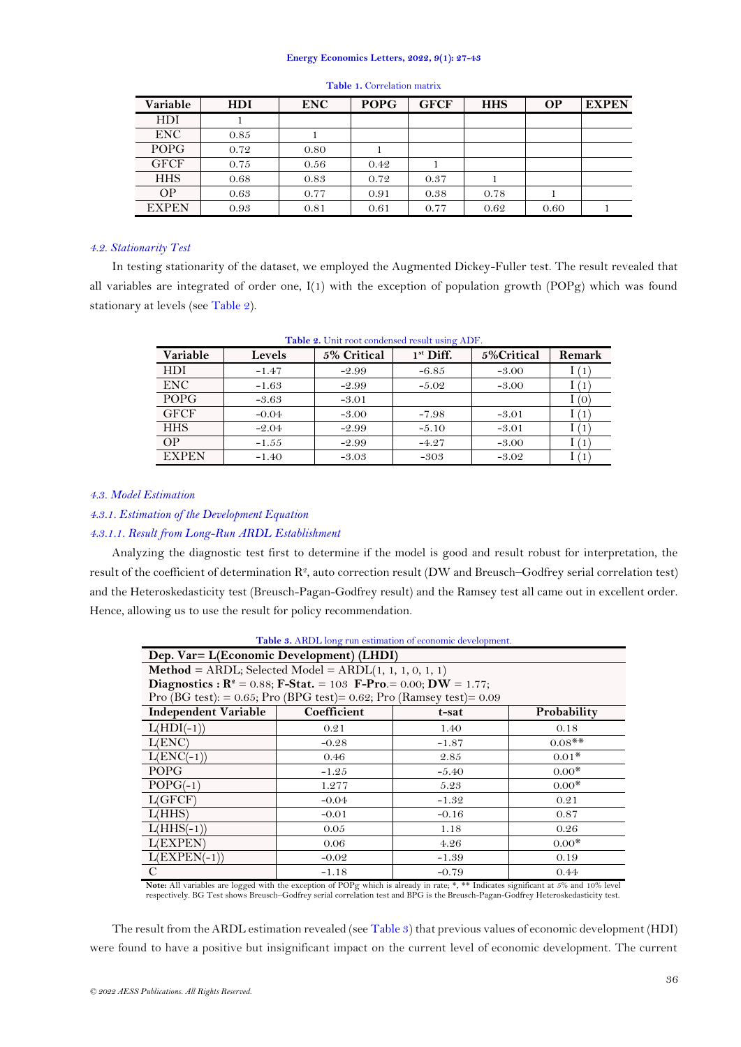**Table 1.** Correlation matrix

| Variable | HDI | ENC | POPG | GFCF | HHS | OP | EXPEN |
|---|---|---|---|---|---|---|---|
| HDI | 1 | | | | | | |
| ENC | 0.85 | 1 | | | | | |
| POPG | 0.72 | 0.80 | 1 | | | | |
| GFCF | 0.75 | 0.56 | 0.42 | 1 | | | |
| HHS | 0.68 | 0.83 | 0.72 | 0.37 | 1 | | |
| OP | 0.63 | 0.77 | 0.91 | 0.38 | 0.78 | 1 | |
| EXPEN | 0.93 | 0.81 | 0.61 | 0.77 | 0.62 | 0.60 | 1 |

### *4.2. Stationarity Test*

In testing stationarity of the dataset, we employed the Augmented Dickey-Fuller test. The result revealed that all variables are integrated of order one, I(1) with the exception of population growth (POPg) which was found stationary at levels (see Table 2).

**Table 2.** Unit root condensed result using ADF.

| Variable | Levels | 5% Critical | 1st Diff. | 5%Critical | Remark |
|---|---|---|---|---|---|
| HDI | -1.47 | -2.99 | -6.85 | -3.00 | I (1) |
| ENC | -1.63 | -2.99 | -5.02 | -3.00 | I (1) |
| POPG | -3.63 | -3.01 | | | I (0) |
| GFCF | -0.04 | -3.00 | -7.98 | -3.01 | I (1) |
| HHS | -2.04 | -2.99 | -5.10 | -3.01 | I (1) |
| OP | -1.55 | -2.99 | -4.27 | -3.00 | I (1) |
| EXPEN | -1.40 | -3.03 | -303 | -3.02 | I (1) |

### *4.3. Model Estimation*

#### *4.3.1. Estimation of the Development Equation*

##### *4.3.1.1. Result from Long-Run ARDL Establishment*

Analyzing the diagnostic test first to determine if the model is good and result robust for interpretation, the result of the coefficient of determination $R^2$, auto correction result (DW and Breusch–Godfrey serial correlation test) and the Heteroskedasticity test (Breusch-Pagan-Godfrey result) and the Ramsey test all came out in excellent order. Hence, allowing us to use the result for policy recommendation.

**Table 3.** ARDL long run estimation of economic development.

**Dep. Var= L(Economic Development) (LHDI)**

**Method =** ARDL; Selected Model = ARDL(1, 1, 1, 0, 1, 1)

**Diagnostics :** $\mathbf{R^2}$ = 0.88; **F-Stat.** = 103 **F-Pro**.= 0.00; **DW** = 1.77;

Pro (BG test): = 0.65; Pro (BPG test)= 0.62; Pro (Ramsey test)= 0.09

| Independent Variable | Coefficient | t-sat | Probability |
|---|---|---|---|
| L(HDI(-1)) | 0.21 | 1.40 | 0.18 |
| L(ENC) | -0.28 | -1.87 | 0.08** |
| L(ENC(-1)) | 0.46 | 2.85 | 0.01* |
| POPG | -1.25 | -5.40 | 0.00* |
| POPG(-1) | 1.277 | 5.23 | 0.00* |
| L(GFCF) | -0.04 | -1.32 | 0.21 |
| L(HHS) | -0.01 | -0.16 | 0.87 |
| L(HHS(-1)) | 0.05 | 1.18 | 0.26 |
| L(EXPEN) | 0.06 | 4.26 | 0.00* |
| L(EXPEN(-1)) | -0.02 | -1.39 | 0.19 |
| C | -1.18 | -0.79 | 0.44 |

**Note:** All variables are logged with the exception of POPg which is already in rate; *, ** Indicates significant at 5% and 10% level respectively. BG Test shows Breusch–Godfrey serial correlation test and BPG is the Breusch-Pagan-Godfrey Heteroskedasticity test.

The result from the ARDL estimation revealed (see Table 3) that previous values of economic development (HDI) were found to have a positive but insignificant impact on the current level of economic development. The current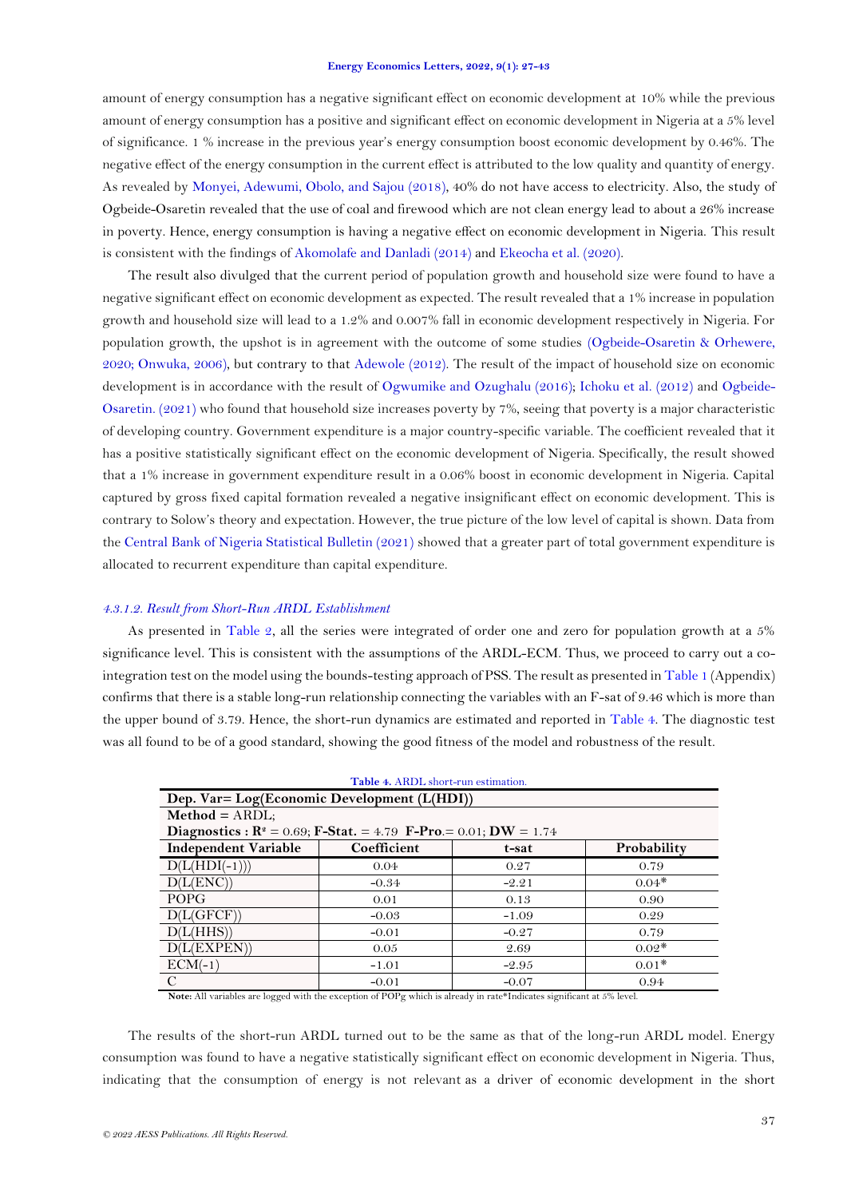amount of energy consumption has a negative significant effect on economic development at 10% while the previous amount of energy consumption has a positive and significant effect on economic development in Nigeria at a 5% level of significance. 1 % increase in the previous year's energy consumption boost economic development by 0.46%. The negative effect of the energy consumption in the current effect is attributed to the low quality and quantity of energy. As revealed by Monyei, Adewumi, Obolo, and Sajou (2018), 40% do not have access to electricity. Also, the study of Ogbeide-Osaretin revealed that the use of coal and firewood which are not clean energy lead to about a 26% increase in poverty. Hence, energy consumption is having a negative effect on economic development in Nigeria. This result is consistent with the findings of Akomolafe and Danladi (2014) and Ekeocha et al. (2020).

The result also divulged that the current period of population growth and household size were found to have a negative significant effect on economic development as expected. The result revealed that a 1% increase in population growth and household size will lead to a 1.2% and 0.007% fall in economic development respectively in Nigeria. For population growth, the upshot is in agreement with the outcome of some studies (Ogbeide-Osaretin & Orhewere, 2020; Onwuka, 2006), but contrary to that Adewole (2012). The result of the impact of household size on economic development is in accordance with the result of Ogwumike and Ozughalu (2016); Ichoku et al. (2012) and Ogbeide-Osaretin. (2021) who found that household size increases poverty by 7%, seeing that poverty is a major characteristic of developing country. Government expenditure is a major country-specific variable. The coefficient revealed that it has a positive statistically significant effect on the economic development of Nigeria. Specifically, the result showed that a 1% increase in government expenditure result in a 0.06% boost in economic development in Nigeria. Capital captured by gross fixed capital formation revealed a negative insignificant effect on economic development. This is contrary to Solow's theory and expectation. However, the true picture of the low level of capital is shown. Data from the Central Bank of Nigeria Statistical Bulletin (2021) showed that a greater part of total government expenditure is allocated to recurrent expenditure than capital expenditure.

#### *4.3.1.2. Result from Short-Run ARDL Establishment*

As presented in Table 2, all the series were integrated of order one and zero for population growth at a 5% significance level. This is consistent with the assumptions of the ARDL-ECM. Thus, we proceed to carry out a co-integration test on the model using the bounds-testing approach of PSS. The result as presented in Table 1 (Appendix) confirms that there is a stable long-run relationship connecting the variables with an F-sat of 9.46 which is more than the upper bound of 3.79. Hence, the short-run dynamics are estimated and reported in Table 4. The diagnostic test was all found to be of a good standard, showing the good fitness of the model and robustness of the result.

**Table 4.** ARDL short-run estimation.

| **Dep. Var= Log(Economic Development (L(HDI))** | | | |
|---|---|---|---|
| **Method** = ARDL; **Diagnostics :** $R^2$ = 0.69; **F-Stat.** = 4.79 **F-Pro**.= 0.01; **DW** = 1.74 | | | |
| **Independent Variable** | **Coefficient** | **t-sat** | **Probability** |
| D(L(HDI(-1))) | 0.04 | 0.27 | 0.79 |
| D(L(ENC)) | -0.34 | -2.21 | 0.04* |
| POPG | 0.01 | 0.13 | 0.90 |
| D(L(GFCF)) | -0.03 | -1.09 | 0.29 |
| D(L(HHS)) | -0.01 | -0.27 | 0.79 |
| D(L(EXPEN)) | 0.05 | 2.69 | 0.02* |
| ECM(-1) | -1.01 | -2.95 | 0.01* |
| C | -0.01 | -0.07 | 0.94 |

**Note:** All variables are logged with the exception of POPg which is already in rate*Indicates significant at 5% level.

The results of the short-run ARDL turned out to be the same as that of the long-run ARDL model. Energy consumption was found to have a negative statistically significant effect on economic development in Nigeria. Thus, indicating that the consumption of energy is not relevant as a driver of economic development in the short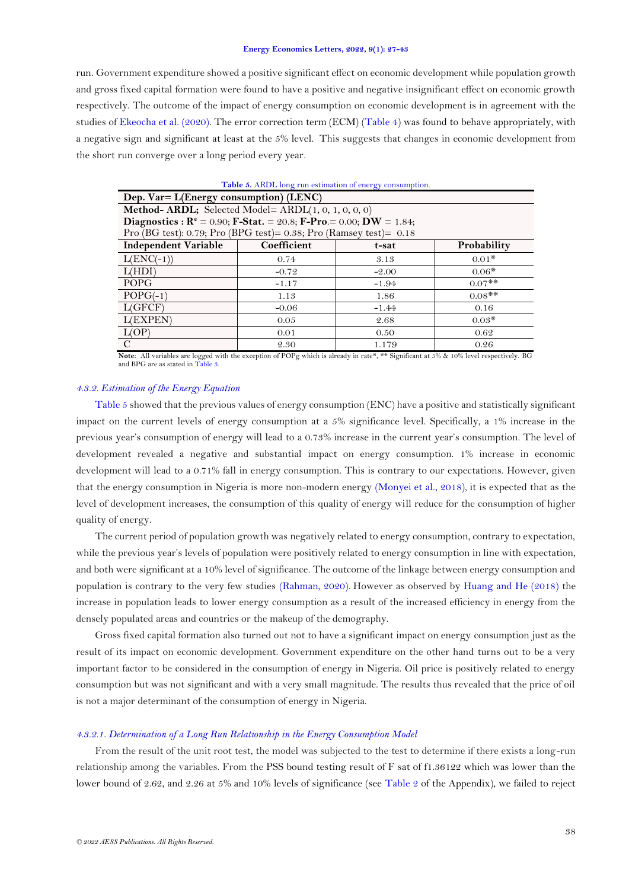run. Government expenditure showed a positive significant effect on economic development while population growth and gross fixed capital formation were found to have a positive and negative insignificant effect on economic growth respectively. The outcome of the impact of energy consumption on economic development is in agreement with the studies of Ekeocha et al. (2020). The error correction term (ECM) (Table 4) was found to behave appropriately, with a negative sign and significant at least at the 5% level. This suggests that changes in economic development from the short run converge over a long period every year.

**Table 5.** ARDL long run estimation of energy consumption.

| **Dep. Var= L(Energy consumption) (LENC)** | | | |
|---|---|---|---|
| **Method- ARDL;** Selected Model= ARDL(1, 0, 1, 0, 0, 0) | | | |
| **Diagnostics :** $R^2$ = 0.90; **F-Stat.** = 20.8; **F-Pro.**= 0.00; **DW** = 1.84; | | | |
| Pro (BG test): 0.79; Pro (BPG test)= 0.38; Pro (Ramsey test)= 0.18 | | | |
| **Independent Variable** | **Coefficient** | **t-sat** | **Probability** |
| L(ENC(-1)) | 0.74 | 3.13 | 0.01* |
| L(HDI) | -0.72 | -2.00 | 0.06* |
| POPG | -1.17 | -1.94 | 0.07** |
| POPG(-1) | 1.13 | 1.86 | 0.08** |
| L(GFCF) | -0.06 | -1.44 | 0.16 |
| L(EXPEN) | 0.05 | 2.68 | 0.03* |
| L(OP) | 0.01 | 0.50 | 0.62 |
| C | 2.30 | 1.179 | 0.26 |

**Note:** All variables are logged with the exception of POPg which is already in rate*, ** Significant at 5% & 10% level respectively. BG and BPG are as stated in Table 3.

#### *4.3.2. Estimation of the Energy Equation*

Table 5 showed that the previous values of energy consumption (ENC) have a positive and statistically significant impact on the current levels of energy consumption at a 5% significance level. Specifically, a 1% increase in the previous year's consumption of energy will lead to a 0.73% increase in the current year's consumption. The level of development revealed a negative and substantial impact on energy consumption. 1% increase in economic development will lead to a 0.71% fall in energy consumption. This is contrary to our expectations. However, given that the energy consumption in Nigeria is more non-modern energy (Monyei et al., 2018), it is expected that as the level of development increases, the consumption of this quality of energy will reduce for the consumption of higher quality of energy.

The current period of population growth was negatively related to energy consumption, contrary to expectation, while the previous year's levels of population were positively related to energy consumption in line with expectation, and both were significant at a 10% level of significance. The outcome of the linkage between energy consumption and population is contrary to the very few studies (Rahman, 2020). However as observed by Huang and He (2018) the increase in population leads to lower energy consumption as a result of the increased efficiency in energy from the densely populated areas and countries or the makeup of the demography.

Gross fixed capital formation also turned out not to have a significant impact on energy consumption just as the result of its impact on economic development. Government expenditure on the other hand turns out to be a very important factor to be considered in the consumption of energy in Nigeria. Oil price is positively related to energy consumption but was not significant and with a very small magnitude. The results thus revealed that the price of oil is not a major determinant of the consumption of energy in Nigeria.

##### *4.3.2.1. Determination of a Long Run Relationship in the Energy Consumption Model*

From the result of the unit root test, the model was subjected to the test to determine if there exists a long-run relationship among the variables. From the PSS bound testing result of F sat of f1.36122 which was lower than the lower bound of 2.62, and 2.26 at 5% and 10% levels of significance (see Table 2 of the Appendix), we failed to reject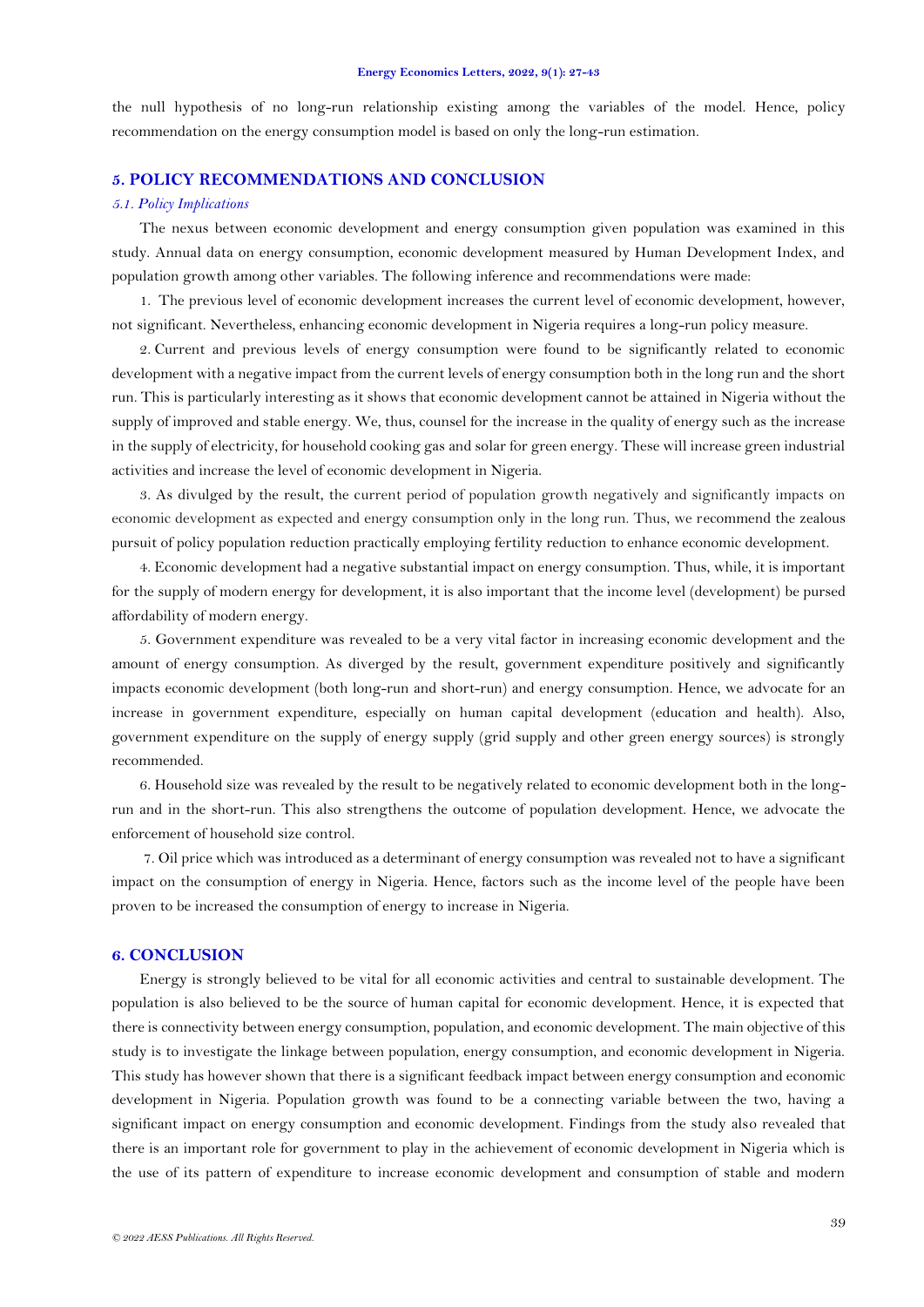the null hypothesis of no long-run relationship existing among the variables of the model. Hence, policy recommendation on the energy consumption model is based on only the long-run estimation.

## 5. POLICY RECOMMENDATIONS AND CONCLUSION

### *5.1. Policy Implications*

The nexus between economic development and energy consumption given population was examined in this study. Annual data on energy consumption, economic development measured by Human Development Index, and population growth among other variables. The following inference and recommendations were made:

1. The previous level of economic development increases the current level of economic development, however, not significant. Nevertheless, enhancing economic development in Nigeria requires a long-run policy measure.

2. Current and previous levels of energy consumption were found to be significantly related to economic development with a negative impact from the current levels of energy consumption both in the long run and the short run. This is particularly interesting as it shows that economic development cannot be attained in Nigeria without the supply of improved and stable energy. We, thus, counsel for the increase in the quality of energy such as the increase in the supply of electricity, for household cooking gas and solar for green energy. These will increase green industrial activities and increase the level of economic development in Nigeria.

3. As divulged by the result, the current period of population growth negatively and significantly impacts on economic development as expected and energy consumption only in the long run. Thus, we recommend the zealous pursuit of policy population reduction practically employing fertility reduction to enhance economic development.

4. Economic development had a negative substantial impact on energy consumption. Thus, while, it is important for the supply of modern energy for development, it is also important that the income level (development) be pursed affordability of modern energy.

5. Government expenditure was revealed to be a very vital factor in increasing economic development and the amount of energy consumption. As diverged by the result, government expenditure positively and significantly impacts economic development (both long-run and short-run) and energy consumption. Hence, we advocate for an increase in government expenditure, especially on human capital development (education and health). Also, government expenditure on the supply of energy supply (grid supply and other green energy sources) is strongly recommended.

6. Household size was revealed by the result to be negatively related to economic development both in the long-run and in the short-run. This also strengthens the outcome of population development. Hence, we advocate the enforcement of household size control.

7. Oil price which was introduced as a determinant of energy consumption was revealed not to have a significant impact on the consumption of energy in Nigeria. Hence, factors such as the income level of the people have been proven to be increased the consumption of energy to increase in Nigeria.

## 6. CONCLUSION

Energy is strongly believed to be vital for all economic activities and central to sustainable development. The population is also believed to be the source of human capital for economic development. Hence, it is expected that there is connectivity between energy consumption, population, and economic development. The main objective of this study is to investigate the linkage between population, energy consumption, and economic development in Nigeria. This study has however shown that there is a significant feedback impact between energy consumption and economic development in Nigeria. Population growth was found to be a connecting variable between the two, having a significant impact on energy consumption and economic development. Findings from the study also revealed that there is an important role for government to play in the achievement of economic development in Nigeria which is the use of its pattern of expenditure to increase economic development and consumption of stable and modern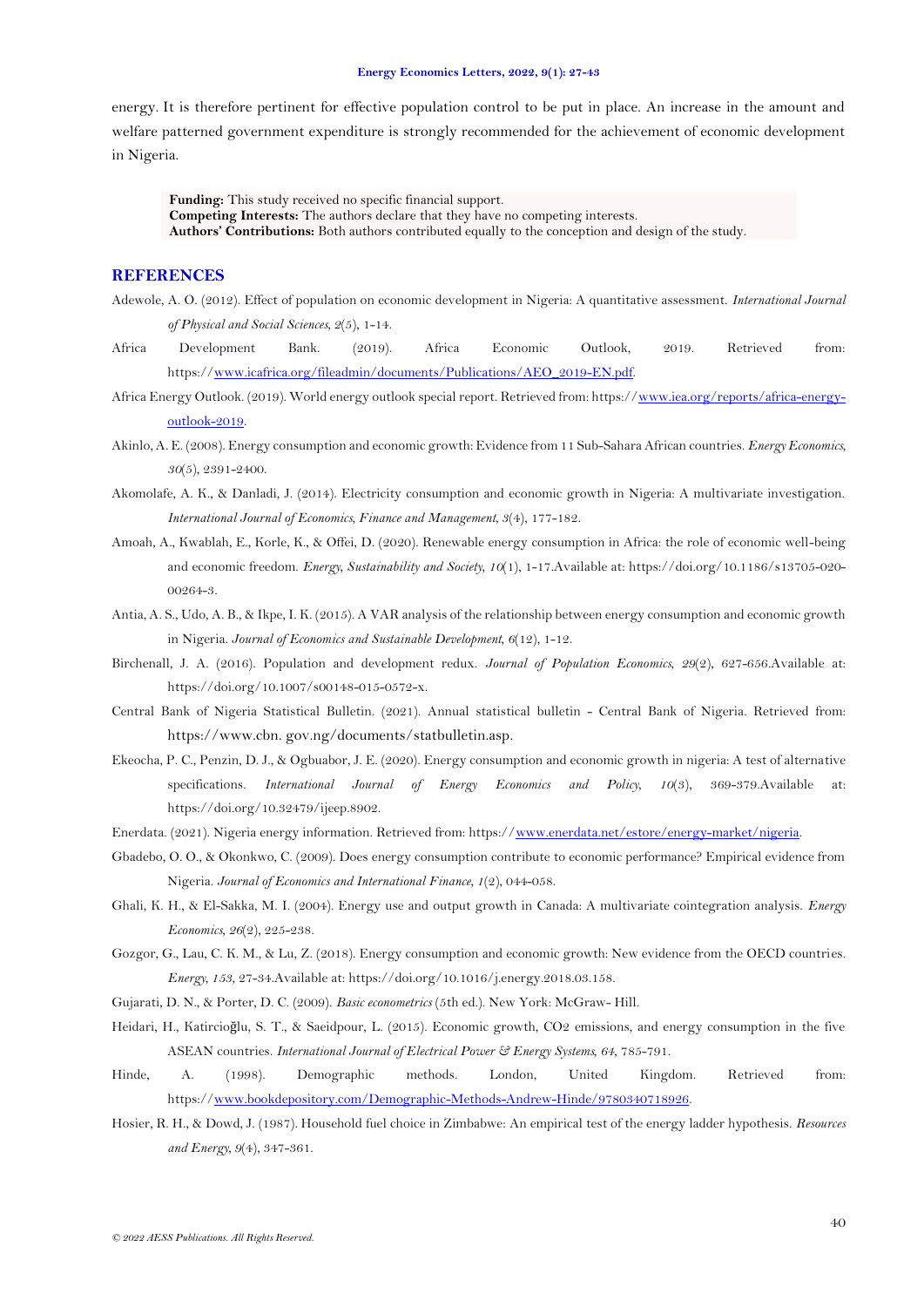energy. It is therefore pertinent for effective population control to be put in place. An increase in the amount and welfare patterned government expenditure is strongly recommended for the achievement of economic development in Nigeria.

**Funding:** This study received no specific financial support.
**Competing Interests:** The authors declare that they have no competing interests.
**Authors' Contributions:** Both authors contributed equally to the conception and design of the study.

## REFERENCES

Adewole, A. O. (2012). Effect of population on economic development in Nigeria: A quantitative assessment. *International Journal of Physical and Social Sciences*, *2*(5), 1-14.

Africa Development Bank. (2019). Africa Economic Outlook, 2019. Retrieved from: https://www.icafrica.org/fileadmin/documents/Publications/AEO_2019-EN.pdf.

Africa Energy Outlook. (2019). World energy outlook special report. Retrieved from: https://www.iea.org/reports/africa-energy-outlook-2019.

Akinlo, A. E. (2008). Energy consumption and economic growth: Evidence from 11 Sub-Sahara African countries. *Energy Economics*, *30*(5), 2391-2400.

Akomolafe, A. K., & Danladi, J. (2014). Electricity consumption and economic growth in Nigeria: A multivariate investigation. *International Journal of Economics, Finance and Management*, *3*(4), 177-182.

Amoah, A., Kwablah, E., Korle, K., & Offei, D. (2020). Renewable energy consumption in Africa: the role of economic well-being and economic freedom. *Energy, Sustainability and Society*, *10*(1), 1-17.Available at: https://doi.org/10.1186/s13705-020-00264-3.

Antia, A. S., Udo, A. B., & Ikpe, I. K. (2015). A VAR analysis of the relationship between energy consumption and economic growth in Nigeria. *Journal of Economics and Sustainable Development*, *6*(12), 1-12.

Birchenall, J. A. (2016). Population and development redux. *Journal of Population Economics*, *29*(2), 627-656.Available at: https://doi.org/10.1007/s00148-015-0572-x.

Central Bank of Nigeria Statistical Bulletin. (2021). Annual statistical bulletin - Central Bank of Nigeria. Retrieved from: https://www.cbn. gov.ng/documents/statbulletin.asp.

Ekeocha, P. C., Penzin, D. J., & Ogbuabor, J. E. (2020). Energy consumption and economic growth in nigeria: A test of alternative specifications. *International Journal of Energy Economics and Policy*, *10*(3), 369-379.Available at: https://doi.org/10.32479/ijeep.8902.

Enerdata. (2021). Nigeria energy information. Retrieved from: https://www.enerdata.net/estore/energy-market/nigeria.

Gbadebo, O. O., & Okonkwo, C. (2009). Does energy consumption contribute to economic performance? Empirical evidence from Nigeria. *Journal of Economics and International Finance*, *1*(2), 044-058.

Ghali, K. H., & El-Sakka, M. I. (2004). Energy use and output growth in Canada: A multivariate cointegration analysis. *Energy Economics*, *26*(2), 225-238.

Gozgor, G., Lau, C. K. M., & Lu, Z. (2018). Energy consumption and economic growth: New evidence from the OECD countries. *Energy*, *153*, 27-34.Available at: https://doi.org/10.1016/j.energy.2018.03.158.

Gujarati, D. N., & Porter, D. C. (2009). *Basic econometrics* (5th ed.). New York: McGraw- Hill.

Heidari, H., Katircioğlu, S. T., & Saeidpour, L. (2015). Economic growth, CO2 emissions, and energy consumption in the five ASEAN countries. *International Journal of Electrical Power & Energy Systems*, *64*, 785-791.

Hinde, A. (1998). Demographic methods. London, United Kingdom. Retrieved from: https://www.bookdepository.com/Demographic-Methods-Andrew-Hinde/9780340718926.

Hosier, R. H., & Dowd, J. (1987). Household fuel choice in Zimbabwe: An empirical test of the energy ladder hypothesis. *Resources and Energy*, *9*(4), 347-361.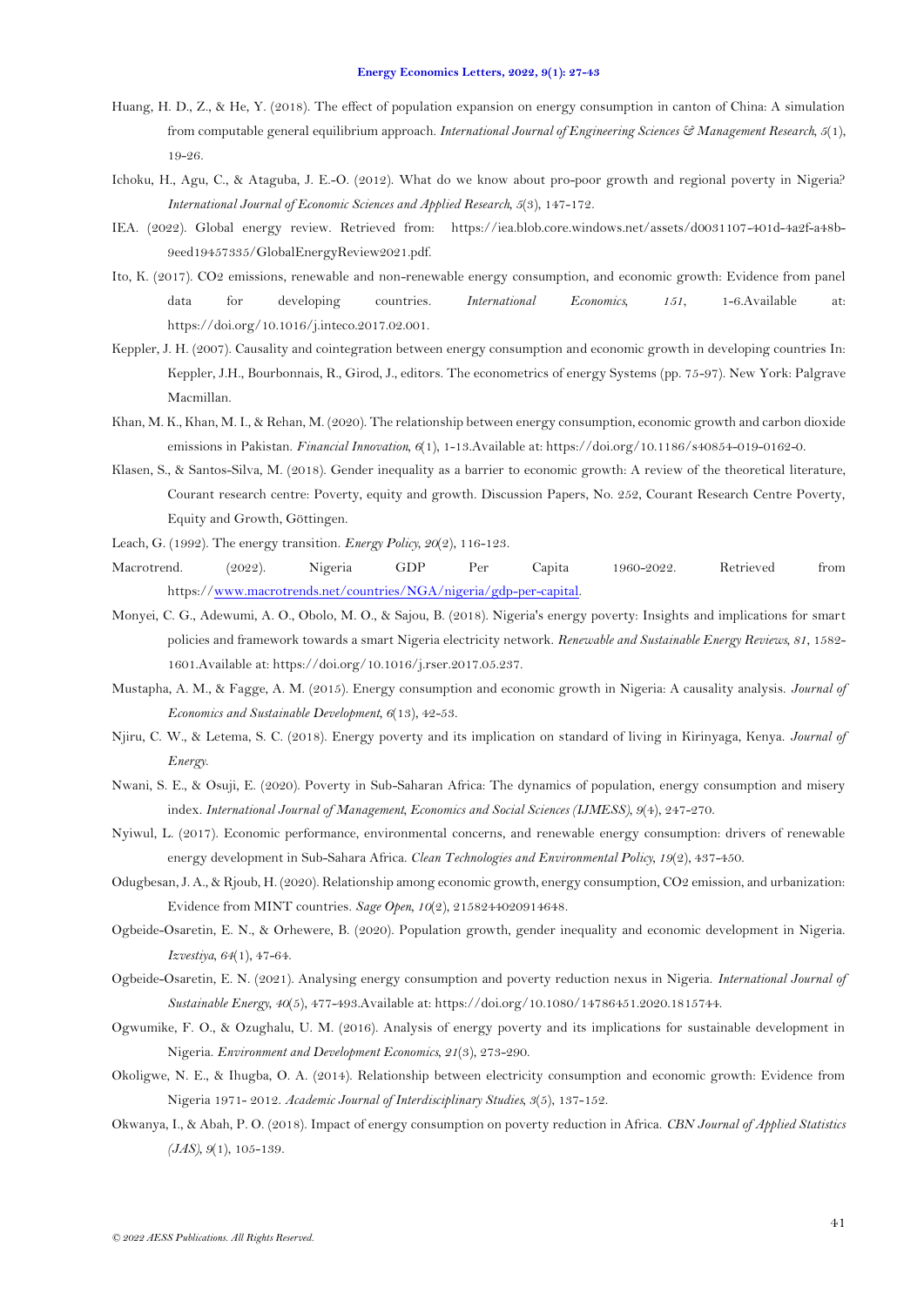Huang, H. D., Z., & He, Y. (2018). The effect of population expansion on energy consumption in canton of China: A simulation from computable general equilibrium approach. *International Journal of Engineering Sciences & Management Research, 5*(1), 19-26.

Ichoku, H., Agu, C., & Ataguba, J. E.-O. (2012). What do we know about pro-poor growth and regional poverty in Nigeria? *International Journal of Economic Sciences and Applied Research, 5*(3), 147-172.

IEA. (2022). Global energy review. Retrieved from: https://iea.blob.core.windows.net/assets/d0031107-401d-4a2f-a48b-9eed19457335/GlobalEnergyReview2021.pdf.

Ito, K. (2017). CO2 emissions, renewable and non-renewable energy consumption, and economic growth: Evidence from panel data for developing countries. *International Economics, 151*, 1-6.Available at: https://doi.org/10.1016/j.inteco.2017.02.001.

Keppler, J. H. (2007). Causality and cointegration between energy consumption and economic growth in developing countries In: Keppler, J.H., Bourbonnais, R., Girod, J., editors. The econometrics of energy Systems (pp. 75-97). New York: Palgrave Macmillan.

Khan, M. K., Khan, M. I., & Rehan, M. (2020). The relationship between energy consumption, economic growth and carbon dioxide emissions in Pakistan. *Financial Innovation, 6*(1), 1-13.Available at: https://doi.org/10.1186/s40854-019-0162-0.

Klasen, S., & Santos-Silva, M. (2018). Gender inequality as a barrier to economic growth: A review of the theoretical literature, Courant research centre: Poverty, equity and growth. Discussion Papers, No. 252, Courant Research Centre Poverty, Equity and Growth, Göttingen.

Leach, G. (1992). The energy transition. *Energy Policy, 20*(2), 116-123.

Macrotrend. (2022). Nigeria GDP Per Capita 1960-2022. Retrieved from https://www.macrotrends.net/countries/NGA/nigeria/gdp-per-capita.

Monyei, C. G., Adewumi, A. O., Obolo, M. O., & Sajou, B. (2018). Nigeria's energy poverty: Insights and implications for smart policies and framework towards a smart Nigeria electricity network. *Renewable and Sustainable Energy Reviews, 81*, 1582-1601.Available at: https://doi.org/10.1016/j.rser.2017.05.237.

Mustapha, A. M., & Fagge, A. M. (2015). Energy consumption and economic growth in Nigeria: A causality analysis. *Journal of Economics and Sustainable Development, 6*(13), 42-53.

Njiru, C. W., & Letema, S. C. (2018). Energy poverty and its implication on standard of living in Kirinyaga, Kenya. *Journal of Energy.*

Nwani, S. E., & Osuji, E. (2020). Poverty in Sub-Saharan Africa: The dynamics of population, energy consumption and misery index. *International Journal of Management, Economics and Social Sciences (IJMESS), 9*(4), 247-270.

Nyiwul, L. (2017). Economic performance, environmental concerns, and renewable energy consumption: drivers of renewable energy development in Sub-Sahara Africa. *Clean Technologies and Environmental Policy, 19*(2), 437-450.

Odugbesan, J. A., & Rjoub, H. (2020). Relationship among economic growth, energy consumption, CO2 emission, and urbanization: Evidence from MINT countries. *Sage Open, 10*(2), 2158244020914648.

Ogbeide-Osaretin, E. N., & Orhewere, B. (2020). Population growth, gender inequality and economic development in Nigeria. *Izvestiya, 64*(1), 47-64.

Ogbeide-Osaretin, E. N. (2021). Analysing energy consumption and poverty reduction nexus in Nigeria. *International Journal of Sustainable Energy, 40*(5), 477-493.Available at: https://doi.org/10.1080/14786451.2020.1815744.

Ogwumike, F. O., & Ozughalu, U. M. (2016). Analysis of energy poverty and its implications for sustainable development in Nigeria. *Environment and Development Economics, 21*(3), 273-290.

Okoligwe, N. E., & Ihugba, O. A. (2014). Relationship between electricity consumption and economic growth: Evidence from Nigeria 1971- 2012. *Academic Journal of Interdisciplinary Studies, 3*(5), 137-152.

Okwanya, I., & Abah, P. O. (2018). Impact of energy consumption on poverty reduction in Africa. *CBN Journal of Applied Statistics (JAS), 9*(1), 105-139.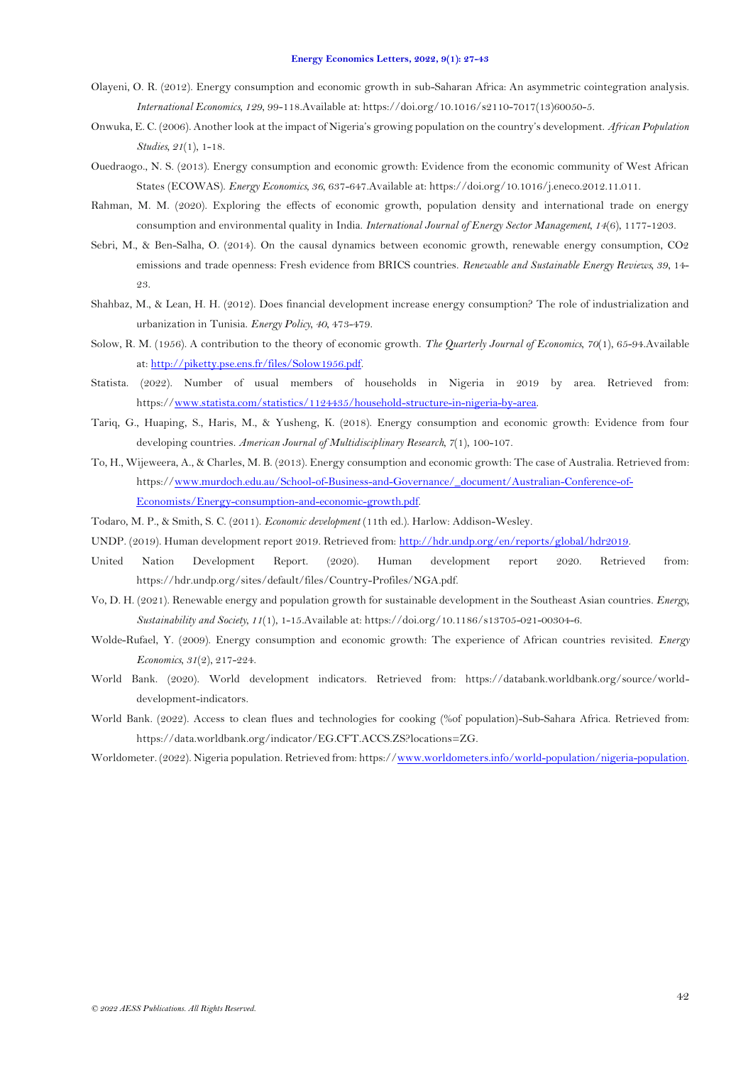Olayeni, O. R. (2012). Energy consumption and economic growth in sub-Saharan Africa: An asymmetric cointegration analysis. *International Economics, 129*, 99-118.Available at: https://doi.org/10.1016/s2110-7017(13)60050-5.

Onwuka, E. C. (2006). Another look at the impact of Nigeria's growing population on the country's development. *African Population Studies, 21*(1), 1-18.

Ouedraogo., N. S. (2013). Energy consumption and economic growth: Evidence from the economic community of West African States (ECOWAS). *Energy Economics, 36*, 637-647.Available at: https://doi.org/10.1016/j.eneco.2012.11.011.

Rahman, M. M. (2020). Exploring the effects of economic growth, population density and international trade on energy consumption and environmental quality in India. *International Journal of Energy Sector Management, 14*(6), 1177-1203.

Sebri, M., & Ben-Salha, O. (2014). On the causal dynamics between economic growth, renewable energy consumption, CO2 emissions and trade openness: Fresh evidence from BRICS countries. *Renewable and Sustainable Energy Reviews, 39*, 14-23.

Shahbaz, M., & Lean, H. H. (2012). Does financial development increase energy consumption? The role of industrialization and urbanization in Tunisia. *Energy Policy, 40*, 473-479.

Solow, R. M. (1956). A contribution to the theory of economic growth. *The Quarterly Journal of Economics, 70*(1), 65-94.Available at: http://piketty.pse.ens.fr/files/Solow1956.pdf.

Statista. (2022). Number of usual members of households in Nigeria in 2019 by area. Retrieved from: https://www.statista.com/statistics/1124435/household-structure-in-nigeria-by-area.

Tariq, G., Huaping, S., Haris, M., & Yusheng, K. (2018). Energy consumption and economic growth: Evidence from four developing countries. *American Journal of Multidisciplinary Research, 7*(1), 100-107.

To, H., Wijeweera, A., & Charles, M. B. (2013). Energy consumption and economic growth: The case of Australia. Retrieved from: https://www.murdoch.edu.au/School-of-Business-and-Governance/_document/Australian-Conference-of-Economists/Energy-consumption-and-economic-growth.pdf.

Todaro, M. P., & Smith, S. C. (2011). *Economic development* (11th ed.). Harlow: Addison-Wesley.

UNDP. (2019). Human development report 2019. Retrieved from: http://hdr.undp.org/en/reports/global/hdr2019.

United Nation Development Report. (2020). Human development report 2020. Retrieved from: https://hdr.undp.org/sites/default/files/Country-Profiles/NGA.pdf.

Vo, D. H. (2021). Renewable energy and population growth for sustainable development in the Southeast Asian countries. *Energy, Sustainability and Society, 11*(1), 1-15.Available at: https://doi.org/10.1186/s13705-021-00304-6.

Wolde-Rufael, Y. (2009). Energy consumption and economic growth: The experience of African countries revisited. *Energy Economics, 31*(2), 217-224.

World Bank. (2020). World development indicators. Retrieved from: https://databank.worldbank.org/source/world-development-indicators.

World Bank. (2022). Access to clean flues and technologies for cooking (%of population)-Sub-Sahara Africa. Retrieved from: https://data.worldbank.org/indicator/EG.CFT.ACCS.ZS?locations=ZG.

Worldometer. (2022). Nigeria population. Retrieved from: https://www.worldometers.info/world-population/nigeria-population.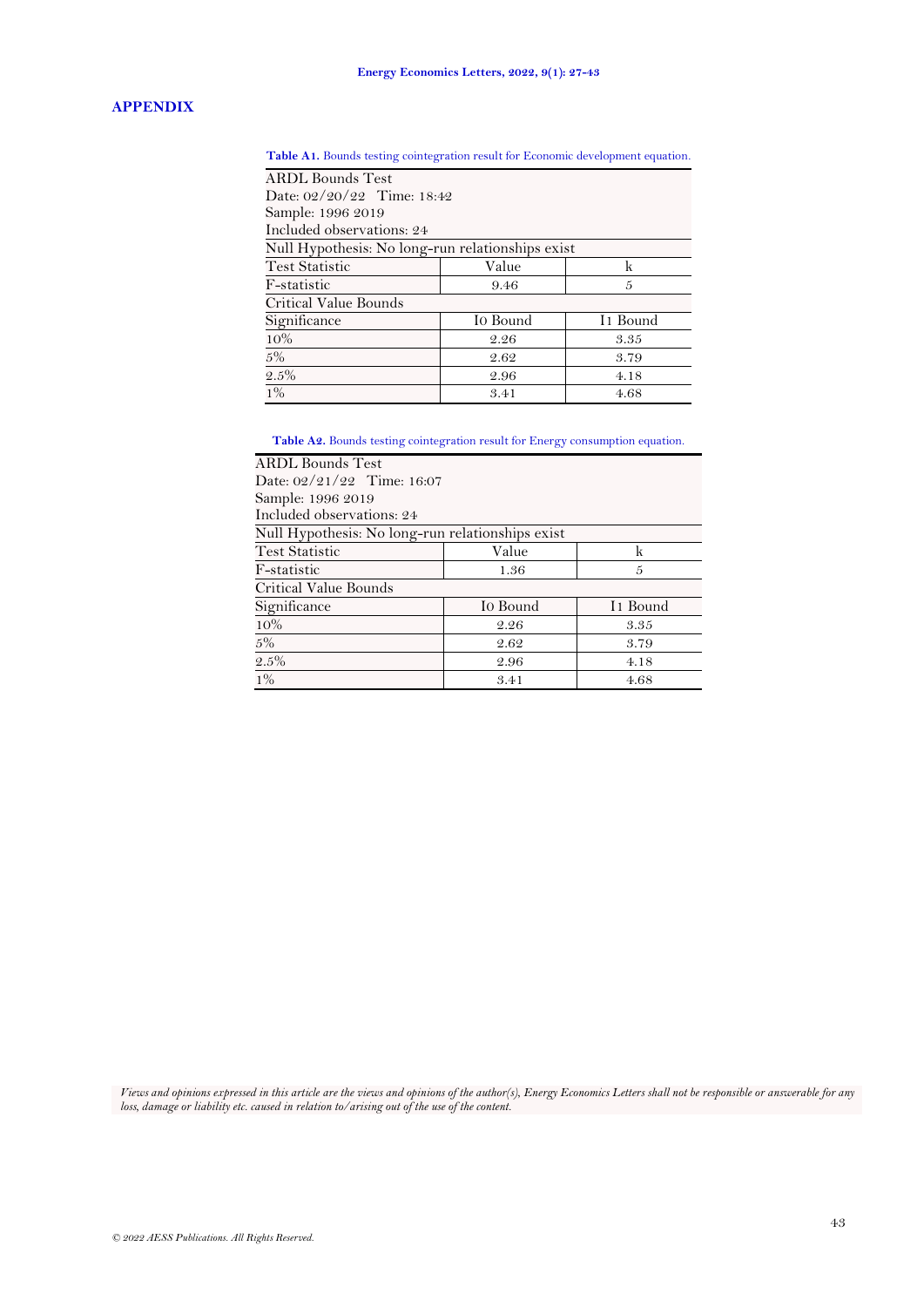## APPENDIX

**Table A1.** Bounds testing cointegration result for Economic development equation.

| | | |
|---|---|---|
| ARDL Bounds Test | | |
| Date: 02/20/22 Time: 18:42 | | |
| Sample: 1996 2019 | | |
| Included observations: 24 | | |
| Null Hypothesis: No long-run relationships exist | | |
| Test Statistic | Value | k |
| F-statistic | 9.46 | 5 |
| Critical Value Bounds | | |
| Significance | I0 Bound | I1 Bound |
| 10% | 2.26 | 3.35 |
| 5% | 2.62 | 3.79 |
| 2.5% | 2.96 | 4.18 |
| 1% | 3.41 | 4.68 |

**Table A2.** Bounds testing cointegration result for Energy consumption equation.

| | | |
|---|---|---|
| ARDL Bounds Test | | |
| Date: 02/21/22 Time: 16:07 | | |
| Sample: 1996 2019 | | |
| Included observations: 24 | | |
| Null Hypothesis: No long-run relationships exist | | |
| Test Statistic | Value | k |
| F-statistic | 1.36 | 5 |
| Critical Value Bounds | | |
| Significance | I0 Bound | I1 Bound |
| 10% | 2.26 | 3.35 |
| 5% | 2.62 | 3.79 |
| 2.5% | 2.96 | 4.18 |
| 1% | 3.41 | 4.68 |

*Views and opinions expressed in this article are the views and opinions of the author(s), Energy Economics Letters shall not be responsible or answerable for any loss, damage or liability etc. caused in relation to/arising out of the use of the content.*